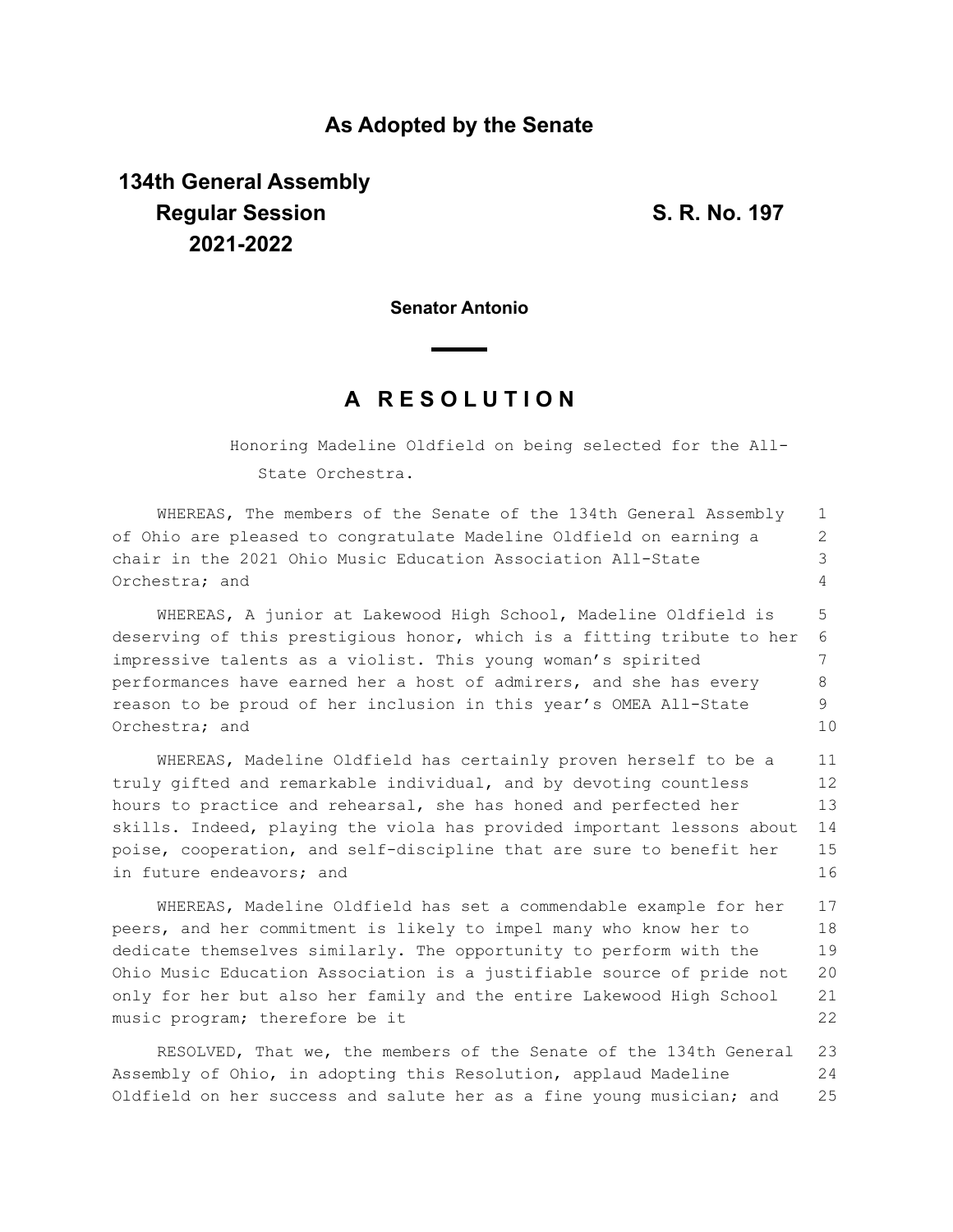# As Adopted by the Senate

**134th General Assembly**
**Regular Session**
**2021-2022**

**S. R. No. 197**

**Senator Antonio**

## A RESOLUTION

Honoring Madeline Oldfield on being selected for the All-State Orchestra.

WHEREAS, The members of the Senate of the 134th General Assembly of Ohio are pleased to congratulate Madeline Oldfield on earning a chair in the 2021 Ohio Music Education Association All-State Orchestra; and

WHEREAS, A junior at Lakewood High School, Madeline Oldfield is deserving of this prestigious honor, which is a fitting tribute to her impressive talents as a violist. This young woman's spirited performances have earned her a host of admirers, and she has every reason to be proud of her inclusion in this year's OMEA All-State Orchestra; and

WHEREAS, Madeline Oldfield has certainly proven herself to be a truly gifted and remarkable individual, and by devoting countless hours to practice and rehearsal, she has honed and perfected her skills. Indeed, playing the viola has provided important lessons about poise, cooperation, and self-discipline that are sure to benefit her in future endeavors; and

WHEREAS, Madeline Oldfield has set a commendable example for her peers, and her commitment is likely to impel many who know her to dedicate themselves similarly. The opportunity to perform with the Ohio Music Education Association is a justifiable source of pride not only for her but also her family and the entire Lakewood High School music program; therefore be it

RESOLVED, That we, the members of the Senate of the 134th General Assembly of Ohio, in adopting this Resolution, applaud Madeline Oldfield on her success and salute her as a fine young musician; and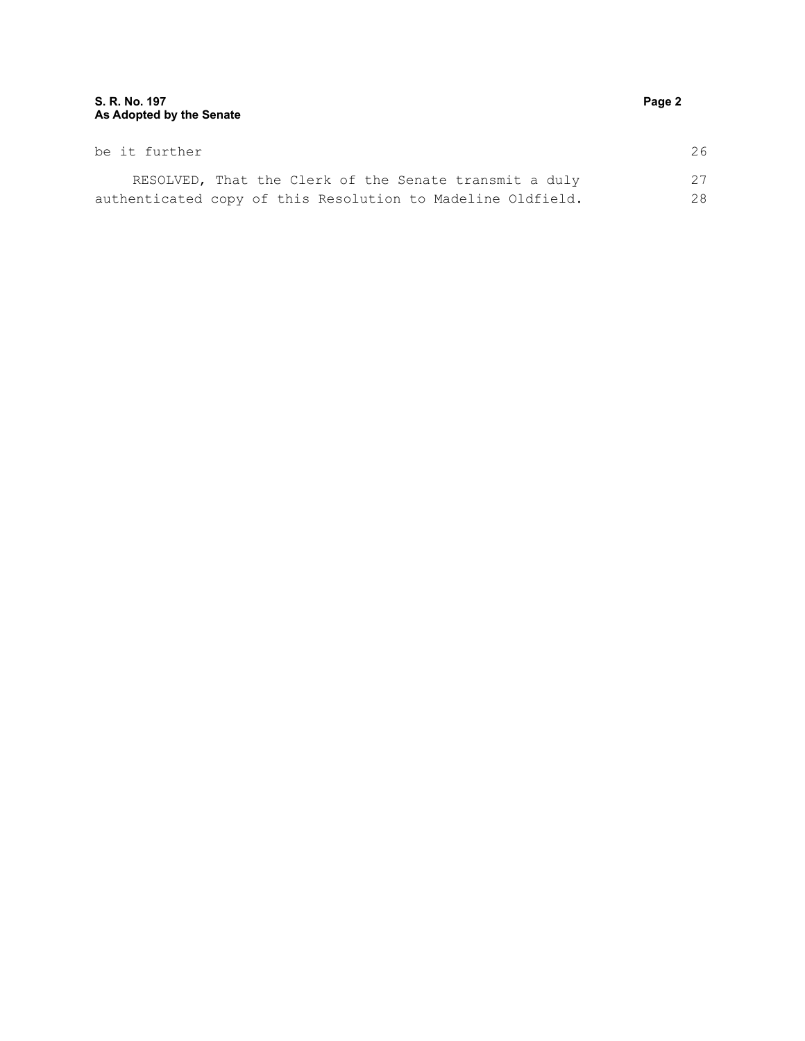be it further

RESOLVED, That the Clerk of the Senate transmit a duly authenticated copy of this Resolution to Madeline Oldfield.